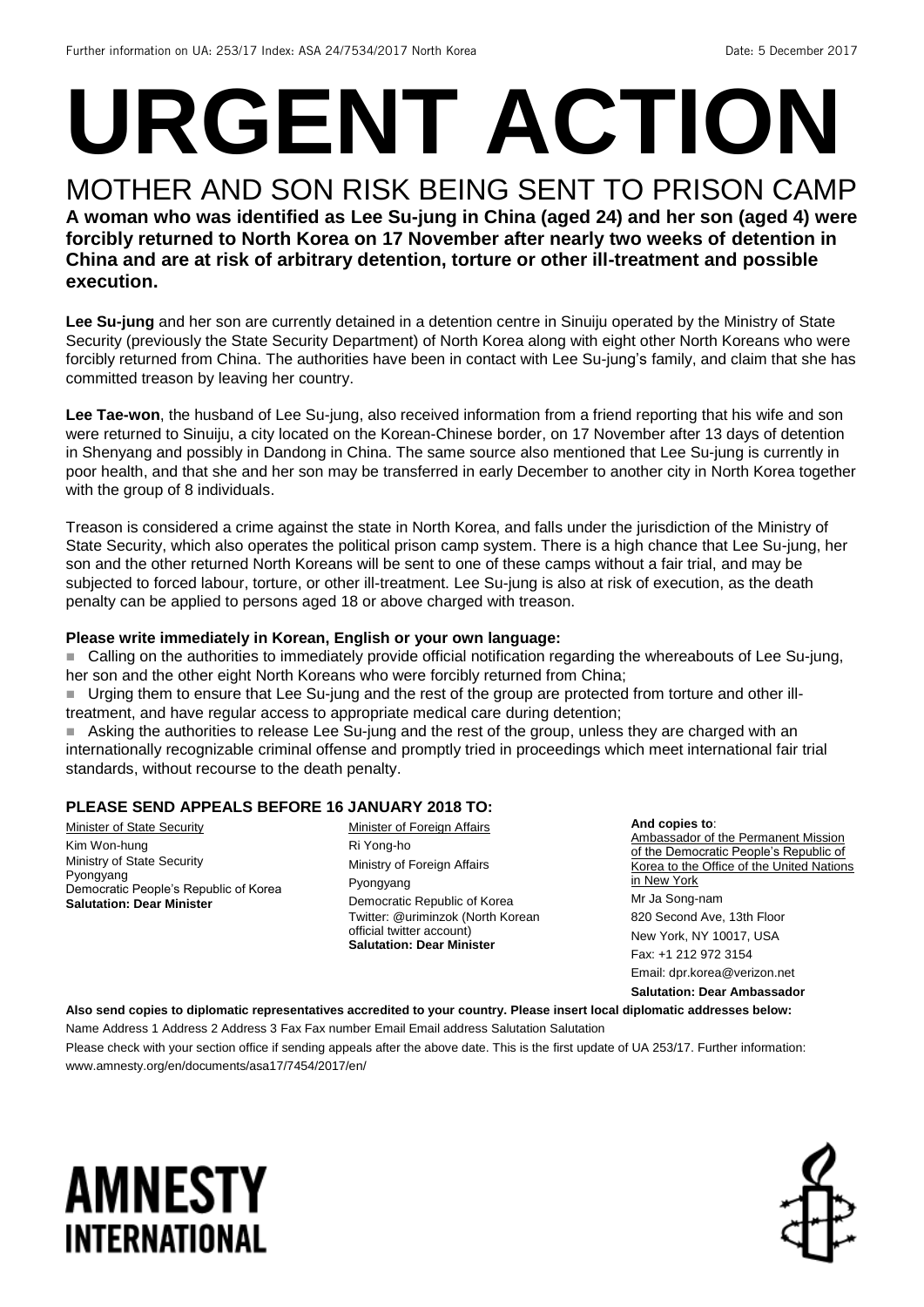Further information on UA: 253/17 Index: ASA 24/7534/2017 North Korea Date: 5 December 2017

# URGENT ACTION

## MOTHER AND SON RISK BEING SENT TO PRISON CAMP

**A woman who was identified as Lee Su-jung in China (aged 24) and her son (aged 4) were forcibly returned to North Korea on 17 November after nearly two weeks of detention in China and are at risk of arbitrary detention, torture or other ill-treatment and possible execution.**

**Lee Su-jung** and her son are currently detained in a detention centre in Sinuiju operated by the Ministry of State Security (previously the State Security Department) of North Korea along with eight other North Koreans who were forcibly returned from China. The authorities have been in contact with Lee Su-jung's family, and claim that she has committed treason by leaving her country.

**Lee Tae-won**, the husband of Lee Su-jung, also received information from a friend reporting that his wife and son were returned to Sinuiju, a city located on the Korean-Chinese border, on 17 November after 13 days of detention in Shenyang and possibly in Dandong in China. The same source also mentioned that Lee Su-jung is currently in poor health, and that she and her son may be transferred in early December to another city in North Korea together with the group of 8 individuals.

Treason is considered a crime against the state in North Korea, and falls under the jurisdiction of the Ministry of State Security, which also operates the political prison camp system. There is a high chance that Lee Su-jung, her son and the other returned North Koreans will be sent to one of these camps without a fair trial, and may be subjected to forced labour, torture, or other ill-treatment. Lee Su-jung is also at risk of execution, as the death penalty can be applied to persons aged 18 or above charged with treason.

**Please write immediately in Korean, English or your own language:**

- Calling on the authorities to immediately provide official notification regarding the whereabouts of Lee Su-jung, her son and the other eight North Koreans who were forcibly returned from China;
- Urging them to ensure that Lee Su-jung and the rest of the group are protected from torture and other ill-treatment, and have regular access to appropriate medical care during detention;
- Asking the authorities to release Lee Su-jung and the rest of the group, unless they are charged with an internationally recognizable criminal offense and promptly tried in proceedings which meet international fair trial standards, without recourse to the death penalty.

**PLEASE SEND APPEALS BEFORE 16 JANUARY 2018 TO:**

Minister of State Security
Kim Won-hung
Ministry of State Security
Pyongyang
Democratic People's Republic of Korea
**Salutation: Dear Minister**

Minister of Foreign Affairs
Ri Yong-ho
Ministry of Foreign Affairs
Pyongyang
Democratic Republic of Korea
Twitter: @uriminzok (North Korean official twitter account)
**Salutation: Dear Minister**

**And copies to**:
Ambassador of the Permanent Mission of the Democratic People's Republic of Korea to the Office of the United Nations in New York
Mr Ja Song-nam
820 Second Ave, 13th Floor
New York, NY 10017, USA
Fax: +1 212 972 3154
Email: dpr.korea@verizon.net
**Salutation: Dear Ambassador**

**Also send copies to diplomatic representatives accredited to your country. Please insert local diplomatic addresses below:**

Name Address 1 Address 2 Address 3 Fax Fax number Email Email address Salutation Salutation

Please check with your section office if sending appeals after the above date. This is the first update of UA 253/17. Further information: www.amnesty.org/en/documents/asa17/7454/2017/en/

AMNESTY INTERNATIONAL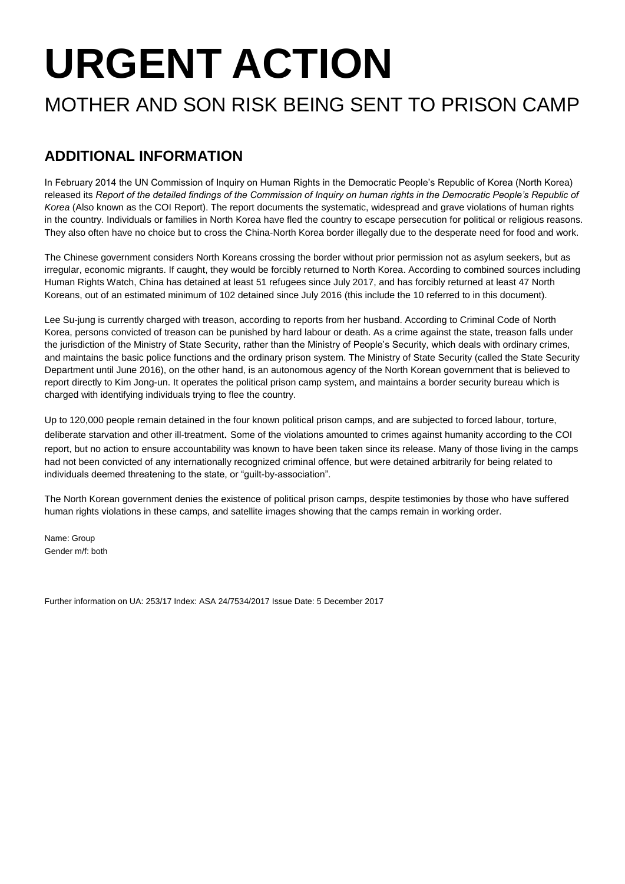# URGENT ACTION

MOTHER AND SON RISK BEING SENT TO PRISON CAMP

## ADDITIONAL INFORMATION

In February 2014 the UN Commission of Inquiry on Human Rights in the Democratic People's Republic of Korea (North Korea) released its *Report of the detailed findings of the Commission of Inquiry on human rights in the Democratic People's Republic of Korea* (Also known as the COI Report). The report documents the systematic, widespread and grave violations of human rights in the country. Individuals or families in North Korea have fled the country to escape persecution for political or religious reasons. They also often have no choice but to cross the China-North Korea border illegally due to the desperate need for food and work.

The Chinese government considers North Koreans crossing the border without prior permission not as asylum seekers, but as irregular, economic migrants. If caught, they would be forcibly returned to North Korea. According to combined sources including Human Rights Watch, China has detained at least 51 refugees since July 2017, and has forcibly returned at least 47 North Koreans, out of an estimated minimum of 102 detained since July 2016 (this include the 10 referred to in this document).

Lee Su-jung is currently charged with treason, according to reports from her husband. According to Criminal Code of North Korea, persons convicted of treason can be punished by hard labour or death. As a crime against the state, treason falls under the jurisdiction of the Ministry of State Security, rather than the Ministry of People's Security, which deals with ordinary crimes, and maintains the basic police functions and the ordinary prison system. The Ministry of State Security (called the State Security Department until June 2016), on the other hand, is an autonomous agency of the North Korean government that is believed to report directly to Kim Jong-un. It operates the political prison camp system, and maintains a border security bureau which is charged with identifying individuals trying to flee the country.

Up to 120,000 people remain detained in the four known political prison camps, and are subjected to forced labour, torture, deliberate starvation and other ill-treatment. Some of the violations amounted to crimes against humanity according to the COI report, but no action to ensure accountability was known to have been taken since its release. Many of those living in the camps had not been convicted of any internationally recognized criminal offence, but were detained arbitrarily for being related to individuals deemed threatening to the state, or "guilt-by-association".

The North Korean government denies the existence of political prison camps, despite testimonies by those who have suffered human rights violations in these camps, and satellite images showing that the camps remain in working order.

Name: Group
Gender m/f: both

Further information on UA: 253/17 Index: ASA 24/7534/2017 Issue Date: 5 December 2017